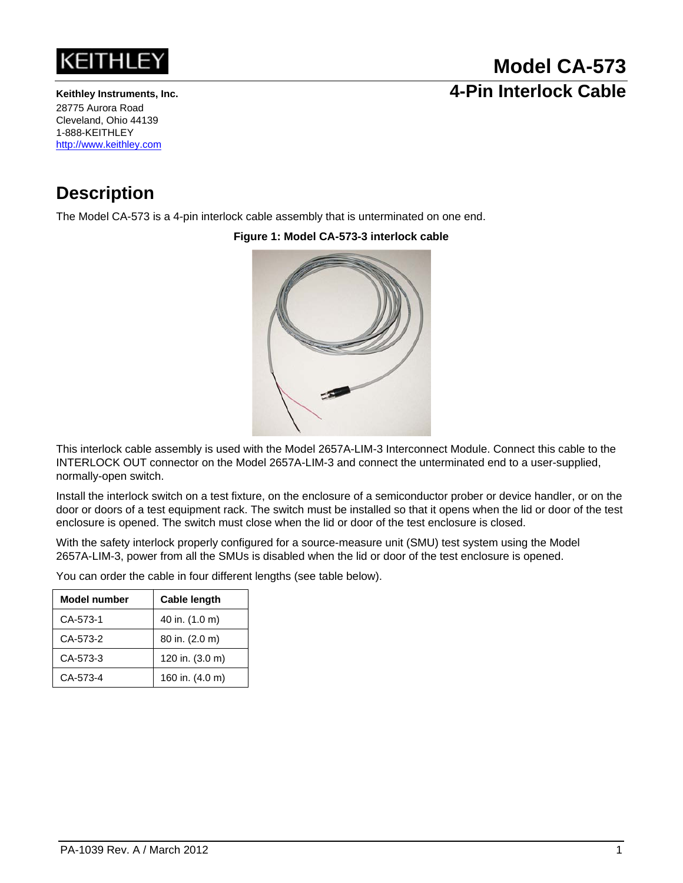KEITHLEY

# Model CA-573

## 4-Pin Interlock Cable

**Keithley Instruments, Inc.**
28775 Aurora Road
Cleveland, Ohio 44139
1-888-KEITHLEY
http://www.keithley.com

## Description

The Model CA-573 is a 4-pin interlock cable assembly that is unterminated on one end.

**Figure 1: Model CA-573-3 interlock cable**

This interlock cable assembly is used with the Model 2657A-LIM-3 Interconnect Module. Connect this cable to the INTERLOCK OUT connector on the Model 2657A-LIM-3 and connect the unterminated end to a user-supplied, normally-open switch.

Install the interlock switch on a test fixture, on the enclosure of a semiconductor prober or device handler, or on the door or doors of a test equipment rack. The switch must be installed so that it opens when the lid or door of the test enclosure is opened. The switch must close when the lid or door of the test enclosure is closed.

With the safety interlock properly configured for a source-measure unit (SMU) test system using the Model 2657A-LIM-3, power from all the SMUs is disabled when the lid or door of the test enclosure is opened.

You can order the cable in four different lengths (see table below).

| Model number | Cable length |
|---|---|
| CA-573-1 | 40 in. (1.0 m) |
| CA-573-2 | 80 in. (2.0 m) |
| CA-573-3 | 120 in. (3.0 m) |
| CA-573-4 | 160 in. (4.0 m) |

PA-1039 Rev. A / March 2012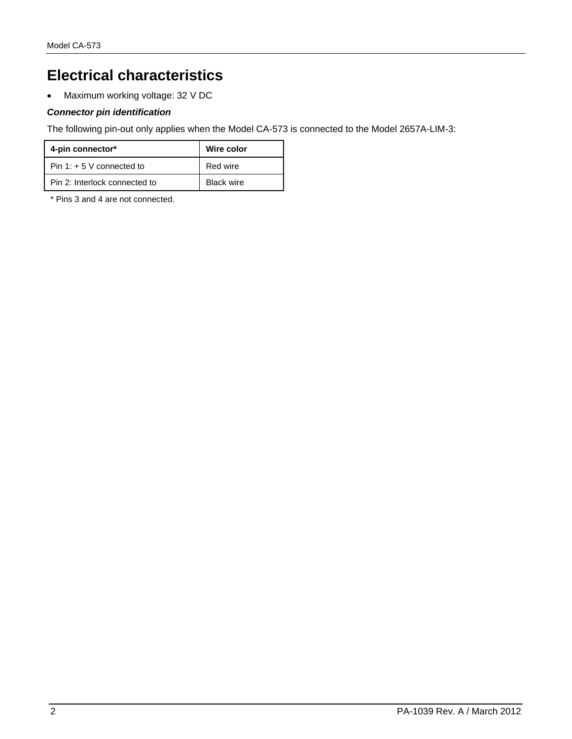# Electrical characteristics

- Maximum working voltage: 32 V DC

***Connector pin identification***

The following pin-out only applies when the Model CA-573 is connected to the Model 2657A-LIM-3:

| 4-pin connector* | Wire color |
|---|---|
| Pin 1: + 5 V connected to | Red wire |
| Pin 2: Interlock connected to | Black wire |

* Pins 3 and 4 are not connected.